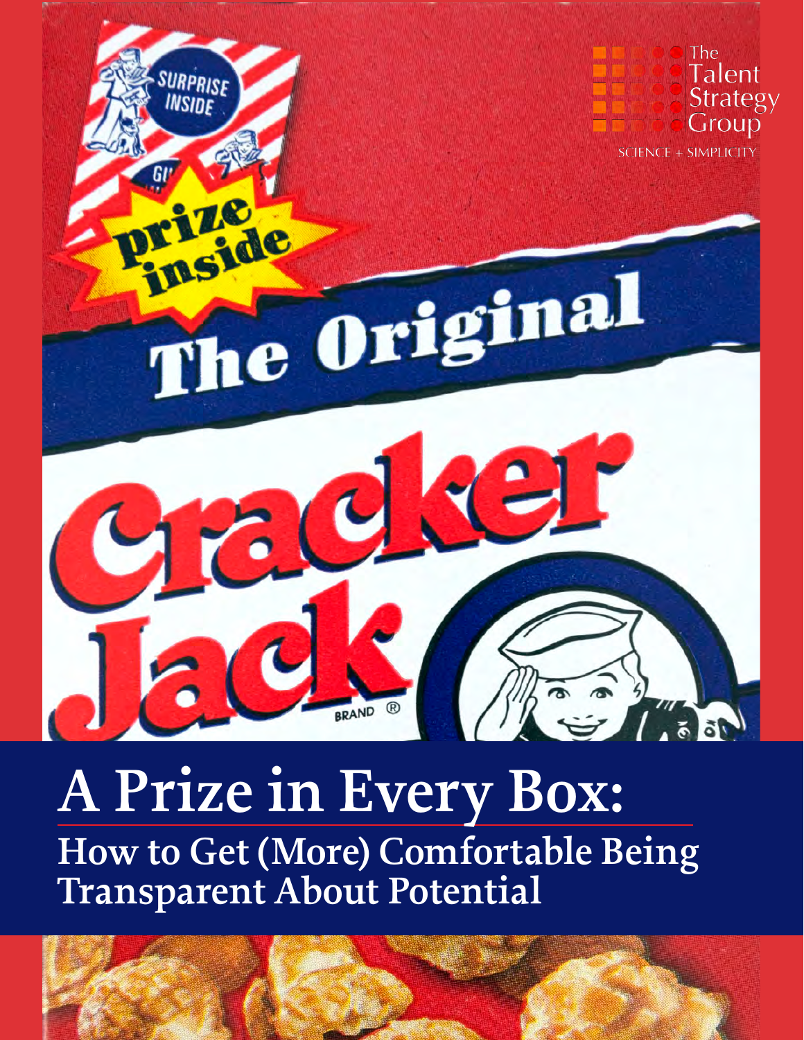The Talent Strategy Group

SCIENCE + SIMPLICITY

# A Prize in Every Box:

## How to Get (More) Comfortable Being Transparent About Potential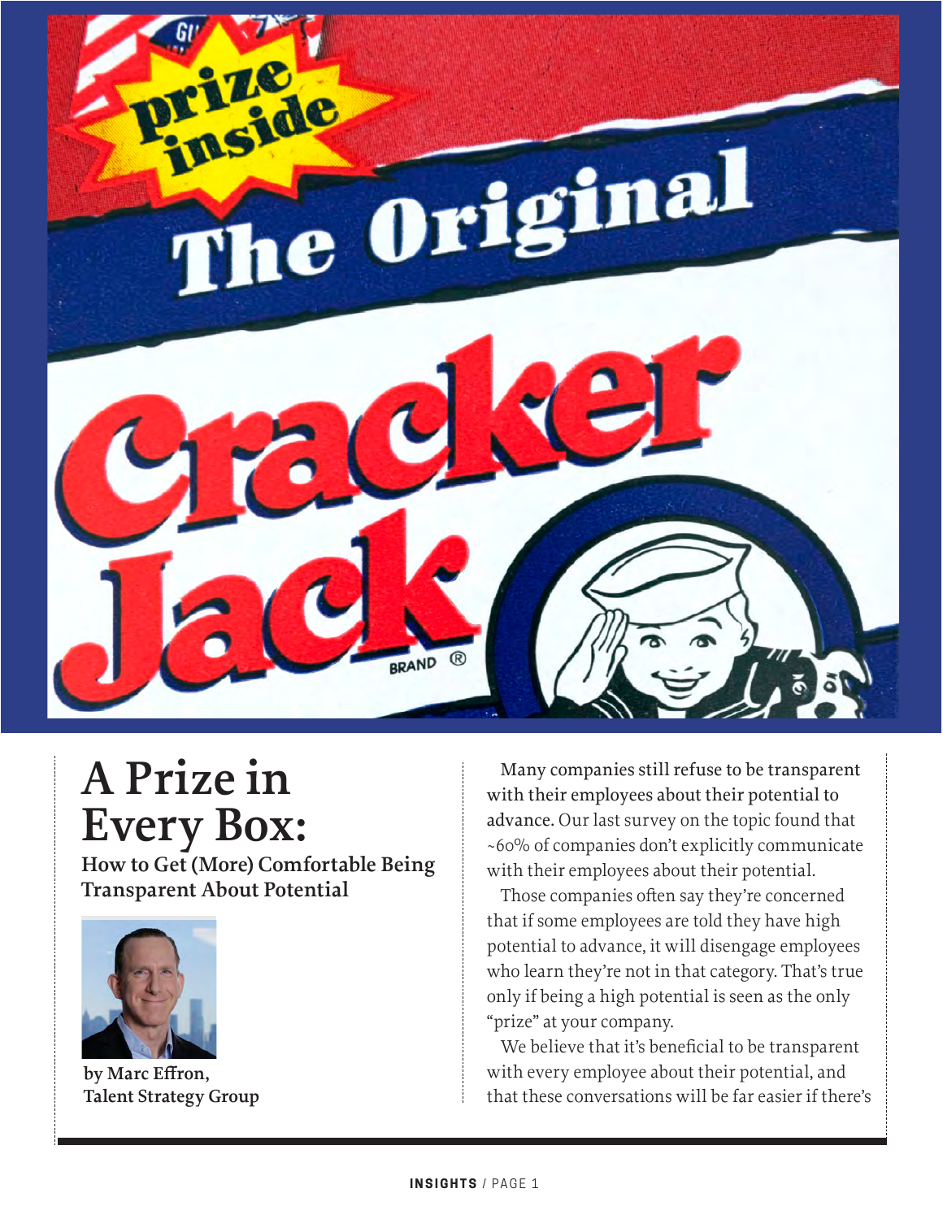# A Prize in Every Box:

## How to Get (More) Comfortable Being Transparent About Potential

**by Marc Effron, Talent Strategy Group**

Many companies still refuse to be transparent with their employees about their potential to advance. Our last survey on the topic found that ~60% of companies don't explicitly communicate with their employees about their potential.

Those companies often say they're concerned that if some employees are told they have high potential to advance, it will disengage employees who learn they're not in that category. That's true only if being a high potential is seen as the only "prize" at your company.

We believe that it's beneficial to be transparent with every employee about their potential, and that these conversations will be far easier if there's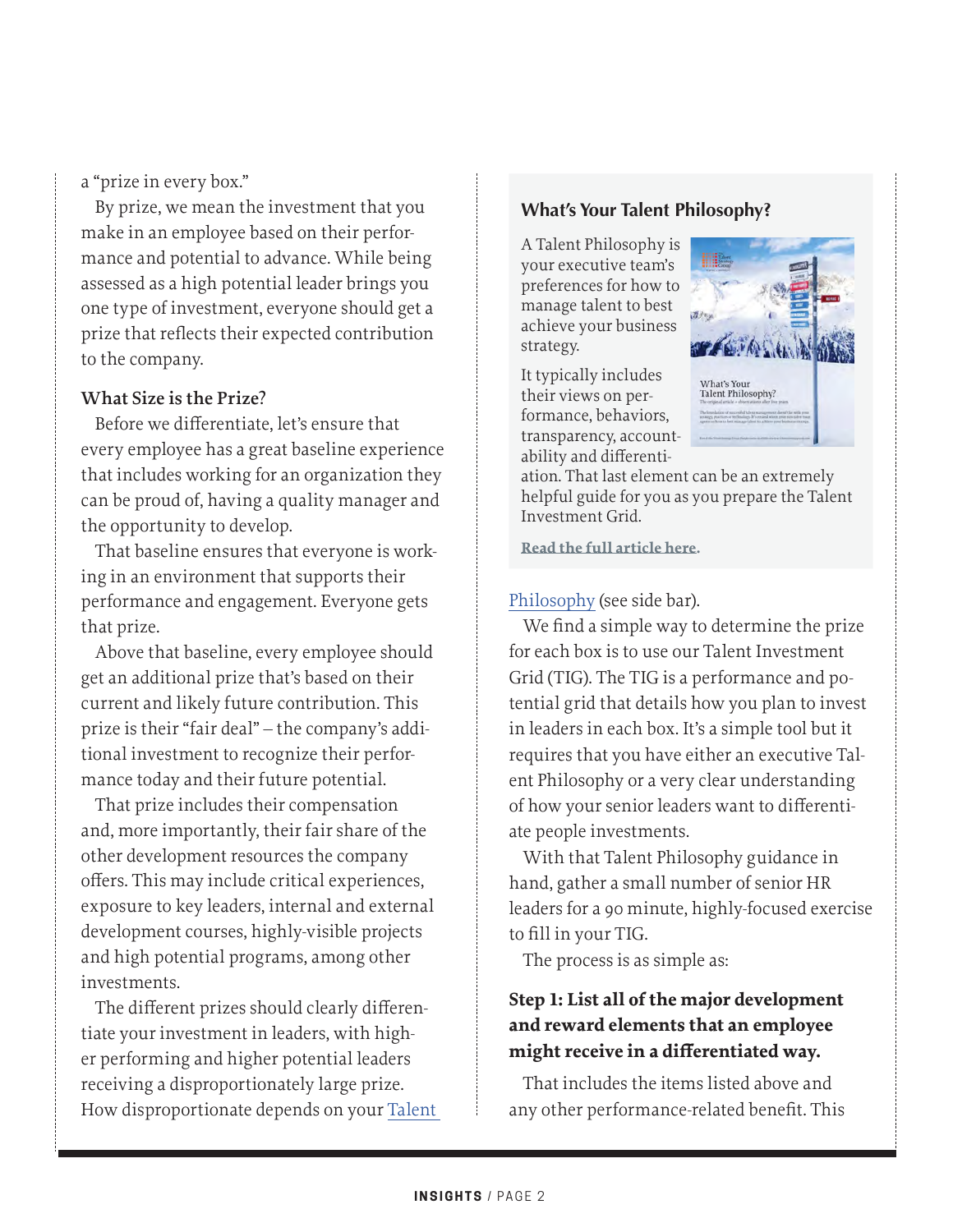a "prize in every box."

By prize, we mean the investment that you make in an employee based on their performance and potential to advance. While being assessed as a high potential leader brings you one type of investment, everyone should get a prize that reflects their expected contribution to the company.

### What Size is the Prize?

Before we differentiate, let's ensure that every employee has a great baseline experience that includes working for an organization they can be proud of, having a quality manager and the opportunity to develop.

That baseline ensures that everyone is working in an environment that supports their performance and engagement. Everyone gets that prize.

Above that baseline, every employee should get an additional prize that's based on their current and likely future contribution. This prize is their "fair deal" – the company's additional investment to recognize their performance today and their future potential.

That prize includes their compensation and, more importantly, their fair share of the other development resources the company offers. This may include critical experiences, exposure to key leaders, internal and external development courses, highly-visible projects and high potential programs, among other investments.

The different prizes should clearly differentiate your investment in leaders, with higher performing and higher potential leaders receiving a disproportionately large prize. How disproportionate depends on your Talent Philosophy (see side bar).

We find a simple way to determine the prize for each box is to use our Talent Investment Grid (TIG). The TIG is a performance and potential grid that details how you plan to invest in leaders in each box. It's a simple tool but it requires that you have either an executive Talent Philosophy or a very clear understanding of how your senior leaders want to differentiate people investments.

With that Talent Philosophy guidance in hand, gather a small number of senior HR leaders for a 90 minute, highly-focused exercise to fill in your TIG.

The process is as simple as:

**Step 1: List all of the major development and reward elements that an employee might receive in a differentiated way.**

That includes the items listed above and any other performance-related benefit. This

### What's Your Talent Philosophy?

A Talent Philosophy is your executive team's preferences for how to manage talent to best achieve your business strategy.

It typically includes their views on performance, behaviors, transparency, accountability and differentiation. That last element can be an extremely helpful guide for you as you prepare the Talent Investment Grid.

**Read the full article here.**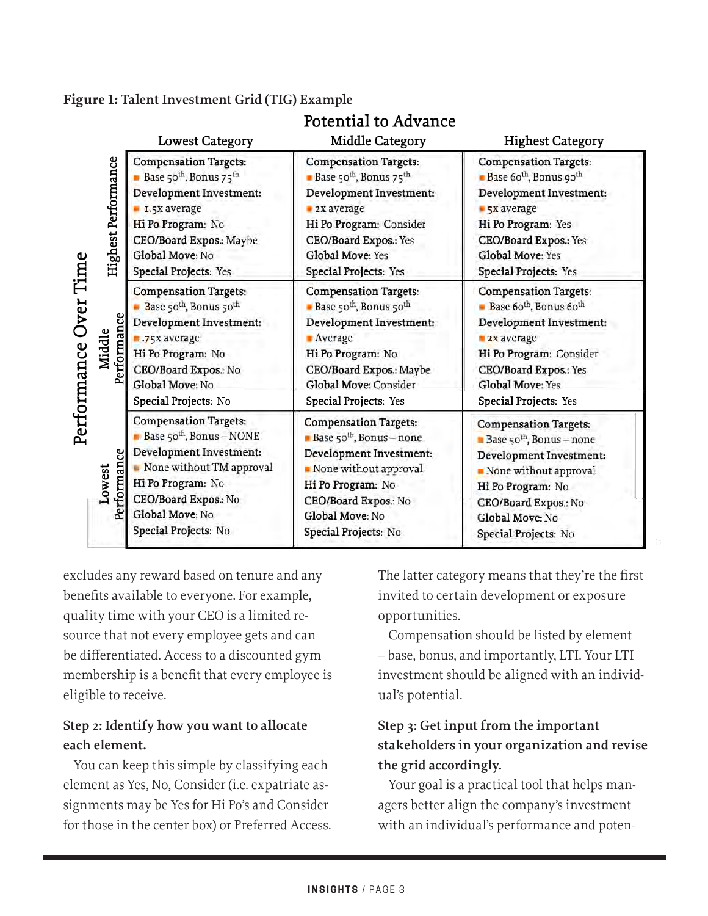**Figure 1:** Talent Investment Grid (TIG) Example

| Performance Over Time | Potential to Advance: Lowest Category | Potential to Advance: Middle Category | Potential to Advance: Highest Category |
|---|---|---|---|
| Highest Performance | **Compensation Targets:** Base 50th, Bonus 75th<br>**Development Investment:** 1.5x average<br>**Hi Po Program:** No<br>**CEO/Board Expos.:** Maybe<br>**Global Move:** No<br>**Special Projects:** Yes | **Compensation Targets:** Base 50th, Bonus 75th<br>**Development Investment:** 2x average<br>**Hi Po Program:** Consider<br>**CEO/Board Expos.:** Yes<br>**Global Move:** Yes<br>**Special Projects:** Yes | **Compensation Targets:** Base 60th, Bonus 90th<br>**Development Investment:** 5x average<br>**Hi Po Program:** Yes<br>**CEO/Board Expos.:** Yes<br>**Global Move:** Yes<br>**Special Projects:** Yes |
| Middle Performance | **Compensation Targets:** Base 50th, Bonus 50th<br>**Development Investment:** .75x average<br>**Hi Po Program:** No<br>**CEO/Board Expos.:** No<br>**Global Move:** No<br>**Special Projects:** No | **Compensation Targets:** Base 50th, Bonus 50th<br>**Development Investment:** Average<br>**Hi Po Program:** No<br>**CEO/Board Expos.:** Maybe<br>**Global Move:** Consider<br>**Special Projects:** Yes | **Compensation Targets:** Base 60th, Bonus 60th<br>**Development Investment:** 2x average<br>**Hi Po Program:** Consider<br>**CEO/Board Expos.:** Yes<br>**Global Move:** Yes<br>**Special Projects:** Yes |
| Lowest Performance | **Compensation Targets:** Base 50th, Bonus – NONE<br>**Development Investment:** None without TM approval<br>**Hi Po Program:** No<br>**CEO/Board Expos.:** No<br>**Global Move:** No<br>**Special Projects:** No | **Compensation Targets:** Base 50th, Bonus – none<br>**Development Investment:** None without approval<br>**Hi Po Program:** No<br>**CEO/Board Expos.:** No<br>**Global Move:** No<br>**Special Projects:** No | **Compensation Targets:** Base 50th, Bonus – none<br>**Development Investment:** None without approval<br>**Hi Po Program:** No<br>**CEO/Board Expos.:** No<br>**Global Move:** No<br>**Special Projects:** No |

excludes any reward based on tenure and any benefits available to everyone. For example, quality time with your CEO is a limited resource that not every employee gets and can be differentiated. Access to a discounted gym membership is a benefit that every employee is eligible to receive.

**Step 2: Identify how you want to allocate each element.**

You can keep this simple by classifying each element as Yes, No, Consider (i.e. expatriate assignments may be Yes for Hi Po's and Consider for those in the center box) or Preferred Access. The latter category means that they're the first invited to certain development or exposure opportunities.

Compensation should be listed by element – base, bonus, and importantly, LTI. Your LTI investment should be aligned with an individual's potential.

**Step 3: Get input from the important stakeholders in your organization and revise the grid accordingly.**

Your goal is a practical tool that helps managers better align the company's investment with an individual's performance and poten-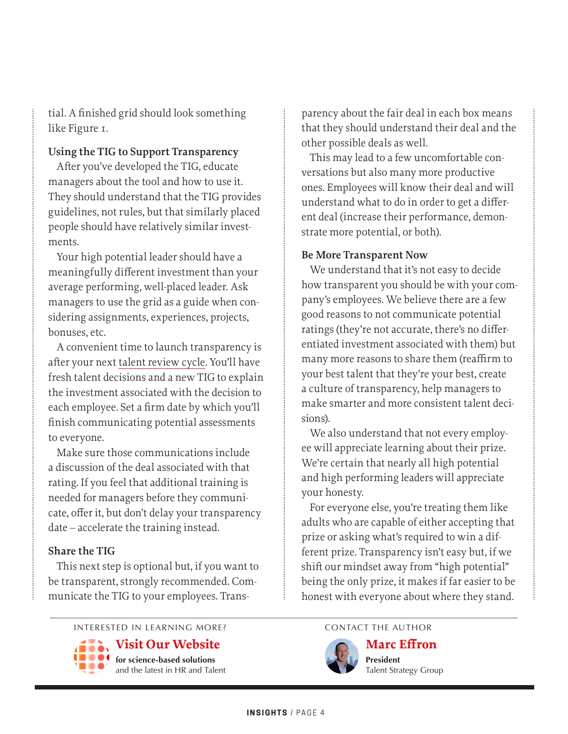tial. A finished grid should look something like Figure 1.

### Using the TIG to Support Transparency

After you've developed the TIG, educate managers about the tool and how to use it. They should understand that the TIG provides guidelines, not rules, but that similarly placed people should have relatively similar investments.

Your high potential leader should have a meaningfully different investment than your average performing, well-placed leader. Ask managers to use the grid as a guide when considering assignments, experiences, projects, bonuses, etc.

A convenient time to launch transparency is after your next talent review cycle. You'll have fresh talent decisions and a new TIG to explain the investment associated with the decision to each employee. Set a firm date by which you'll finish communicating potential assessments to everyone.

Make sure those communications include a discussion of the deal associated with that rating. If you feel that additional training is needed for managers before they communicate, offer it, but don't delay your transparency date – accelerate the training instead.

### Share the TIG

This next step is optional but, if you want to be transparent, strongly recommended. Communicate the TIG to your employees. Transparency about the fair deal in each box means that they should understand their deal and the other possible deals as well.

This may lead to a few uncomfortable conversations but also many more productive ones. Employees will know their deal and will understand what to do in order to get a different deal (increase their performance, demonstrate more potential, or both).

### Be More Transparent Now

We understand that it's not easy to decide how transparent you should be with your company's employees. We believe there are a few good reasons to not communicate potential ratings (they're not accurate, there's no differentiated investment associated with them) but many more reasons to share them (reaffirm to your best talent that they're your best, create a culture of transparency, help managers to make smarter and more consistent talent decisions).

We also understand that not every employee will appreciate learning about their prize. We're certain that nearly all high potential and high performing leaders will appreciate your honesty.

For everyone else, you're treating them like adults who are capable of either accepting that prize or asking what's required to win a different prize. Transparency isn't easy but, if we shift our mindset away from "high potential" being the only prize, it makes if far easier to be honest with everyone about where they stand.

---

INTERESTED IN LEARNING MORE?

**Visit Our Website**
**for science-based solutions**
and the latest in HR and Talent

CONTACT THE AUTHOR

**Marc Effron**
**President**
Talent Strategy Group